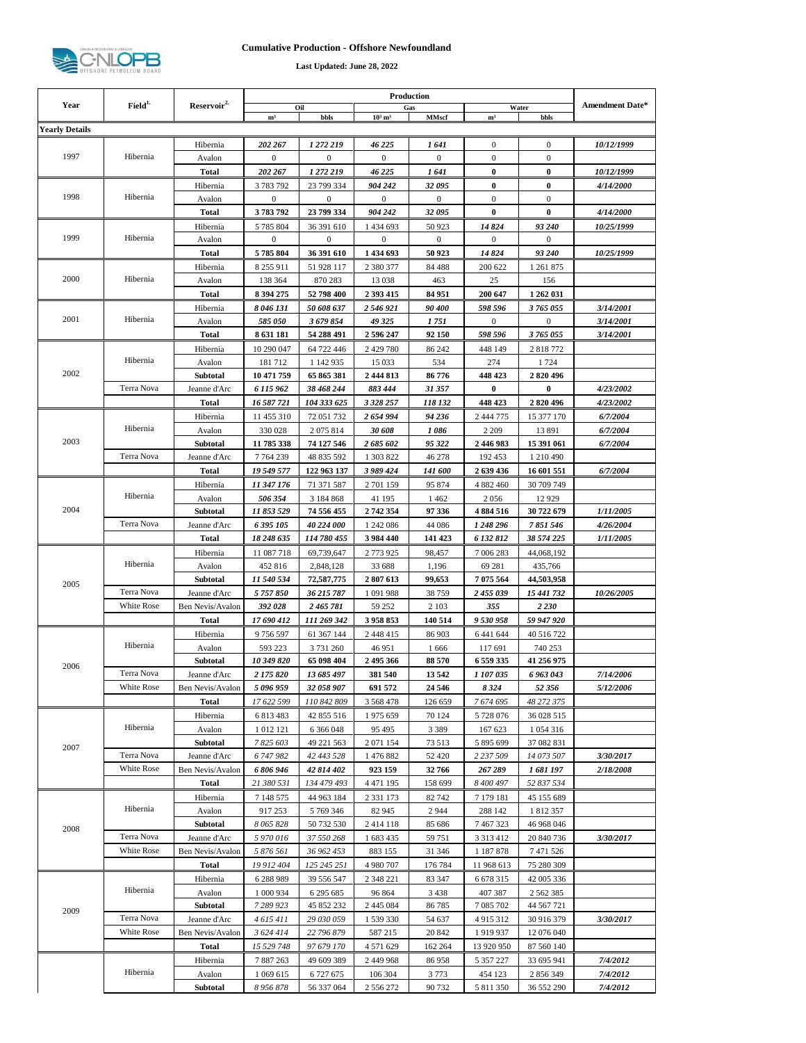# Cumulative Production - Offshore Newfoundland

**Last Updated: June 28, 2022**

| Year | Field[1.] | Reservoir[2.] | Production | | | | | | Amendment Date* |
|---|---|---|---|---|---|---|---|---|---|
| | | | Oil | | Gas | | Water | | |
| | | | m³ | bbls | 10³ m³ | MMscf | m³ | bbls | |
| **Yearly Details** | | | | | | | | | |
| 1997 | Hibernia | Hibernia | ***202 267*** | ***1 272 219*** | ***46 225*** | ***1 641*** | 0 | 0 | ***10/12/1999*** |
| | | Avalon | 0 | 0 | 0 | 0 | 0 | 0 | |
| | | **Total** | **202 267** | **1 272 219** | **46 225** | **1 641** | **0** | **0** | ***10/12/1999*** |
| 1998 | Hibernia | Hibernia | 3 783 792 | 23 799 334 | ***904 242*** | ***32 095*** | **0** | **0** | ***4/14/2000*** |
| | | Avalon | 0 | 0 | 0 | 0 | 0 | 0 | |
| | | **Total** | **3 783 792** | **23 799 334** | ***904 242*** | ***32 095*** | **0** | **0** | ***4/14/2000*** |
| 1999 | Hibernia | Hibernia | 5 785 804 | 36 391 610 | 1 434 693 | 50 923 | ***14 824*** | ***93 240*** | ***10/25/1999*** |
| | | Avalon | 0 | 0 | 0 | 0 | 0 | 0 | |
| | | **Total** | **5 785 804** | **36 391 610** | **1 434 693** | **50 923** | ***14 824*** | ***93 240*** | ***10/25/1999*** |
| 2000 | Hibernia | Hibernia | 8 255 911 | 51 928 117 | 2 380 377 | 84 488 | 200 622 | 1 261 875 | |
| | | Avalon | 138 364 | 870 283 | 13 038 | 463 | 25 | 156 | |
| | | **Total** | **8 394 275** | **52 798 400** | **2 393 415** | **84 951** | **200 647** | **1 262 031** | |
| 2001 | Hibernia | Hibernia | ***8 046 131*** | ***50 608 637*** | ***2 546 921*** | ***90 400*** | ***598 596*** | ***3 765 055*** | ***3/14/2001*** |
| | | Avalon | ***585 050*** | ***3 679 854*** | ***49 325*** | ***1 751*** | 0 | 0 | ***3/14/2001*** |
| | | **Total** | **8 631 181** | **54 288 491** | **2 596 247** | **92 150** | ***598 596*** | ***3 765 055*** | ***3/14/2001*** |
| 2002 | Hibernia | Hibernia | 10 290 047 | 64 722 446 | 2 429 780 | 86 242 | 448 149 | 2 818 772 | |
| | | Avalon | 181 712 | 1 142 935 | 15 033 | 534 | 274 | 1 724 | |
| | | **Subtotal** | **10 471 759** | **65 865 381** | **2 444 813** | **86 776** | **448 423** | **2 820 496** | |
| | Terra Nova | Jeanne d'Arc | ***6 115 962*** | ***38 468 244*** | ***883 444*** | ***31 357*** | **0** | **0** | ***4/23/2002*** |
| | | **Total** | ***16 587 721*** | ***104 333 625*** | ***3 328 257*** | ***118 132*** | **448 423** | **2 820 496** | ***4/23/2002*** |
| 2003 | Hibernia | Hibernia | 11 455 310 | 72 051 732 | ***2 654 994*** | ***94 236*** | 2 444 775 | 15 377 170 | ***6/7/2004*** |
| | | Avalon | 330 028 | 2 075 814 | ***30 608*** | ***1 086*** | 2 209 | 13 891 | ***6/7/2004*** |
| | | **Subtotal** | **11 785 338** | **74 127 546** | ***2 685 602*** | ***95 322*** | **2 446 983** | **15 391 061** | ***6/7/2004*** |
| | Terra Nova | Jeanne d'Arc | 7 764 239 | 48 835 592 | 1 303 822 | 46 278 | 192 453 | 1 210 490 | |
| | | **Total** | ***19 549 577*** | **122 963 137** | ***3 989 424*** | ***141 600*** | **2 639 436** | **16 601 551** | ***6/7/2004*** |
| 2004 | Hibernia | Hibernia | ***11 347 176*** | 71 371 587 | 2 701 159 | 95 874 | 4 882 460 | 30 709 749 | |
| | | Avalon | ***506 354*** | 3 184 868 | 41 195 | 1 462 | 2 056 | 12 929 | |
| | | **Subtotal** | ***11 853 529*** | **74 556 455** | **2 742 354** | **97 336** | **4 884 516** | **30 722 679** | ***1/11/2005*** |
| | Terra Nova | Jeanne d'Arc | ***6 395 105*** | ***40 224 000*** | 1 242 086 | 44 086 | ***1 248 296*** | ***7 851 546*** | ***4/26/2004*** |
| | | **Total** | ***18 248 635*** | ***114 780 455*** | **3 984 440** | **141 423** | ***6 132 812*** | ***38 574 225*** | ***1/11/2005*** |
| 2005 | Hibernia | Hibernia | 11 087 718 | 69,739,647 | 2 773 925 | 98,457 | 7 006 283 | 44,068,192 | |
| | | Avalon | 452 816 | 2,848,128 | 33 688 | 1,196 | 69 281 | 435,766 | |
| | | **Subtotal** | ***11 540 534*** | **72,587,775** | **2 807 613** | **99,653** | **7 075 564** | **44,503,958** | |
| | Terra Nova | Jeanne d'Arc | ***5 757 850*** | ***36 215 787*** | 1 091 988 | 38 759 | ***2 455 039*** | ***15 441 732*** | ***10/26/2005*** |
| | White Rose | Ben Nevis/Avalon | ***392 028*** | ***2 465 781*** | 59 252 | 2 103 | ***355*** | ***2 230*** | |
| | | **Total** | ***17 690 412*** | ***111 269 342*** | **3 958 853** | **140 514** | ***9 530 958*** | ***59 947 920*** | |
| 2006 | Hibernia | Hibernia | 9 756 597 | 61 367 144 | 2 448 415 | 86 903 | 6 441 644 | 40 516 722 | |
| | | Avalon | 593 223 | 3 731 260 | 46 951 | 1 666 | 117 691 | 740 253 | |
| | | **Subtotal** | ***10 349 820*** | **65 098 404** | **2 495 366** | **88 570** | **6 559 335** | **41 256 975** | |
| | Terra Nova | Jeanne d'Arc | ***2 175 820*** | ***13 685 497*** | **381 540** | **13 542** | ***1 107 035*** | ***6 963 043*** | ***7/14/2006*** |
| | White Rose | Ben Nevis/Avalon | ***5 096 959*** | ***32 058 907*** | **691 572** | **24 546** | ***8 324*** | ***52 356*** | ***5/12/2006*** |
| | | **Total** | *17 622 599* | *110 842 809* | 3 568 478 | 126 659 | *7 674 695* | *48 272 375* | |
| 2007 | Hibernia | Hibernia | 6 813 483 | 42 855 516 | 1 975 659 | 70 124 | 5 728 076 | 36 028 515 | |
| | | Avalon | 1 012 121 | 6 366 048 | 95 495 | 3 389 | 167 623 | 1 054 316 | |
| | | **Subtotal** | *7 825 603* | 49 221 563 | 2 071 154 | 73 513 | 5 895 699 | 37 082 831 | |
| | Terra Nova | Jeanne d'Arc | *6 747 982* | *42 443 528* | 1 476 882 | 52 420 | *2 237 509* | *14 073 507* | ***3/30/2017*** |
| | White Rose | Ben Nevis/Avalon | ***6 806 946*** | ***42 814 402*** | **923 159** | **32 766** | ***267 289*** | ***1 681 197*** | ***2/18/2008*** |
| | | **Total** | *21 380 531* | *134 479 493* | 4 471 195 | 158 699 | *8 400 497* | *52 837 534* | |
| 2008 | Hibernia | Hibernia | 7 148 575 | 44 963 184 | 2 331 173 | 82 742 | 7 179 181 | 45 155 689 | |
| | | Avalon | 917 253 | 5 769 346 | 82 945 | 2 944 | 288 142 | 1 812 357 | |
| | | **Subtotal** | *8 065 828* | 50 732 530 | 2 414 118 | 85 686 | 7 467 323 | 46 968 046 | |
| | Terra Nova | Jeanne d'Arc | *5 970 016* | *37 550 268* | 1 683 435 | 59 751 | 3 313 412 | 20 840 736 | ***3/30/2017*** |
| | White Rose | Ben Nevis/Avalon | 5 876 561 | 36 962 453 | 883 155 | 31 346 | 1 187 878 | 7 471 526 | |
| | | **Total** | *19 912 404* | *125 245 251* | 4 980 707 | 176 784 | 11 968 613 | 75 280 309 | |
| 2009 | Hibernia | Hibernia | 6 288 989 | 39 556 547 | 2 348 221 | 83 347 | 6 678 315 | 42 005 336 | |
| | | Avalon | 1 000 934 | 6 295 685 | 96 864 | 3 438 | 407 387 | 2 562 385 | |
| | | **Subtotal** | *7 289 923* | 45 852 232 | 2 445 084 | 86 785 | 7 085 702 | 44 567 721 | |
| | Terra Nova | Jeanne d'Arc | *4 615 411* | *29 030 059* | 1 539 330 | 54 637 | 4 915 312 | 30 916 379 | ***3/30/2017*** |
| | White Rose | Ben Nevis/Avalon | *3 624 414* | *22 796 879* | 587 215 | 20 842 | 1 919 937 | 12 076 040 | |
| | | **Total** | *15 529 748* | *97 679 170* | 4 571 629 | 162 264 | 13 920 950 | 87 560 140 | |
| | Hibernia | Hibernia | 7 887 263 | 49 609 389 | 2 449 968 | 86 958 | 5 357 227 | 33 695 941 | ***7/4/2012*** |
| | | Avalon | 1 069 615 | 6 727 675 | 106 304 | 3 773 | 454 123 | 2 856 349 | ***7/4/2012*** |
| | | **Subtotal** | *8 956 878* | 56 337 064 | 2 556 272 | 90 732 | 5 811 350 | 36 552 290 | ***7/4/2012*** |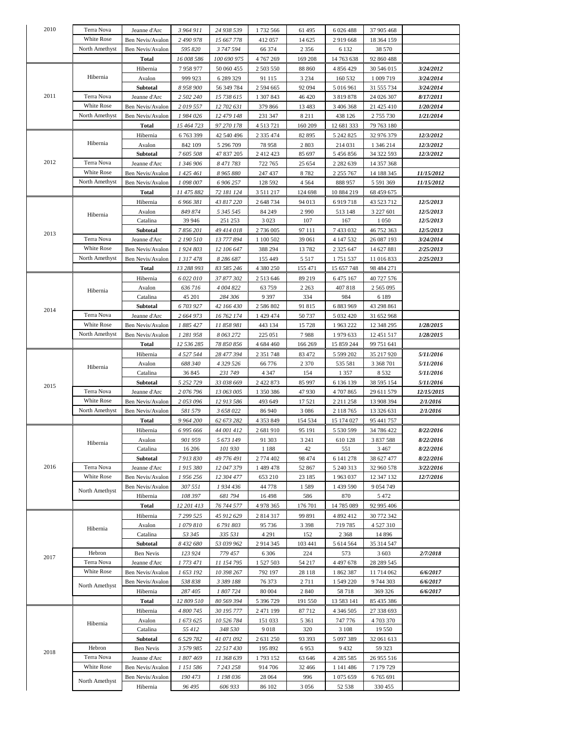| | | | | | | | | | |
|---|---|---|---|---|---|---|---|---|---|
| 2010 | Terra Nova | Jeanne d'Arc | *3 964 911* | *24 938 539* | 1 732 566 | 61 495 | 6 026 488 | 37 905 468 | |
| | White Rose | Ben Nevis/Avalon | *2 490 978* | *15 667 778* | 412 057 | 14 625 | 2 919 668 | 18 364 159 | |
| | North Amethyst | Ben Nevis/Avalon | *595 820* | *3 747 594* | 66 374 | 2 356 | 6 132 | 38 570 | |
| | | **Total** | *16 008 586* | *100 690 975* | 4 767 269 | 169 208 | 14 763 638 | 92 860 488 | |
| 2011 | Hibernia | Hibernia | 7 958 977 | 50 060 455 | 2 503 550 | 88 860 | 4 856 429 | 30 546 015 | ***3/24/2012*** |
| | | Avalon | 999 923 | 6 289 329 | 91 115 | 3 234 | 160 532 | 1 009 719 | ***3/24/2014*** |
| | | **Subtotal** | *8 958 900* | *56 349 784* | 2 594 665 | 92 094 | 5 016 961 | 31 555 734 | ***3/24/2014*** |
| | Terra Nova | Jeanne d'Arc | *2 502 240* | *15 738 615* | 1 307 843 | 46 420 | 3 819 878 | 24 026 307 | ***8/17/2011*** |
| | White Rose | Ben Nevis/Avalon | *2 019 557* | *12 702 631* | 379 866 | 13 483 | 3 406 368 | 21 425 410 | ***1/20/2014*** |
| | North Amethyst | Ben Nevis/Avalon | *1 984 026* | *12 479 148* | 231 347 | 8 211 | 438 126 | 2 755 730 | ***1/21/2014*** |
| | | **Total** | *15 464 723* | *97 270 178* | 4 513 721 | 160 209 | 12 681 333 | 79 763 180 | |
| 2012 | Hibernia | Hibernia | 6 763 399 | 42 540 496 | 2 335 474 | 82 895 | 5 242 825 | 32 976 379 | ***12/3/2012*** |
| | | Avalon | 842 109 | 5 296 709 | 78 958 | 2 803 | 214 031 | 1 346 214 | ***12/3/2012*** |
| | | **Subtotal** | *7 605 508* | 47 837 205 | 2 412 423 | 85 697 | 5 456 856 | 34 322 593 | ***12/3/2012*** |
| | Terra Nova | Jeanne d'Arc | *1 346 906* | *8 471 783* | 722 765 | 25 654 | 2 282 639 | 14 357 368 | |
| | White Rose | Ben Nevis/Avalon | *1 425 461* | *8 965 880* | 247 437 | 8 782 | 2 255 767 | 14 188 345 | ***11/15/2012*** |
| | North Amethyst | Ben Nevis/Avalon | *1 098 007* | *6 906 257* | 128 592 | 4 564 | 888 957 | 5 591 369 | ***11/15/2012*** |
| | | **Total** | *11 475 882* | *72 181 124* | 3 511 217 | 124 698 | 10 884 219 | 68 459 675 | |
| 2013 | Hibernia | Hibernia | *6 966 381* | *43 817 220* | 2 648 734 | 94 013 | 6 919 718 | 43 523 712 | ***12/5/2013*** |
| | | Avalon | *849 874* | *5 345 545* | 84 249 | 2 990 | 513 148 | 3 227 601 | ***12/5/2013*** |
| | | Catalina | 39 946 | 251 253 | 3 023 | 107 | 167 | 1 050 | ***12/5/2013*** |
| | | **Subtotal** | *7 856 201* | *49 414 018* | 2 736 005 | 97 111 | 7 433 032 | 46 752 363 | ***12/5/2013*** |
| | Terra Nova | Jeanne d'Arc | *2 190 510* | *13 777 894* | 1 100 502 | 39 061 | 4 147 532 | 26 087 193 | ***3/24/2014*** |
| | White Rose | Ben Nevis/Avalon | *1 924 803* | *12 106 647* | 388 294 | 13 782 | 2 325 647 | 14 627 881 | ***2/25/2013*** |
| | North Amethyst | Ben Nevis/Avalon | *1 317 478* | *8 286 687* | 155 449 | 5 517 | 1 751 537 | 11 016 833 | ***2/25/2013*** |
| | | **Total** | *13 288 993* | *83 585 246* | 4 380 250 | 155 471 | 15 657 748 | 98 484 271 | |
| 2014 | Hibernia | Hibernia | *6 022 010* | *37 877 302* | 2 513 646 | 89 219 | 6 475 167 | 40 727 576 | |
| | | Avalon | *636 716* | *4 004 822* | 63 759 | 2 263 | 407 818 | 2 565 095 | |
| | | Catalina | 45 201 | *284 306* | 9 397 | 334 | 984 | 6 189 | |
| | | **Subtotal** | *6 703 927* | *42 166 430* | 2 586 802 | 91 815 | 6 883 969 | 43 298 861 | |
| | Terra Nova | Jeanne d'Arc | *2 664 973* | *16 762 174* | 1 429 474 | 50 737 | 5 032 420 | 31 652 968 | |
| | White Rose | Ben Nevis/Avalon | *1 885 427* | *11 858 981* | 443 134 | 15 728 | 1 963 222 | 12 348 295 | ***1/28/2015*** |
| | North Amethyst | Ben Nevis/Avalon | *1 281 958* | *8 063 272* | 225 051 | 7 988 | 1 979 633 | 12 451 517 | ***1/28/2015*** |
| | | **Total** | *12 536 285* | *78 850 856* | 4 684 460 | 166 269 | 15 859 244 | 99 751 641 | |
| 2015 | Hibernia | Hibernia | *4 527 544* | *28 477 394* | 2 351 748 | 83 472 | 5 599 202 | 35 217 920 | ***5/11/2016*** |
| | | Avalon | *688 340* | *4 329 526* | 66 776 | 2 370 | 535 581 | 3 368 701 | ***5/11/2016*** |
| | | Catalina | 36 845 | *231 749* | 4 347 | 154 | 1 357 | 8 532 | ***5/11/2016*** |
| | | **Subtotal** | *5 252 729* | *33 038 669* | 2 422 873 | 85 997 | 6 136 139 | 38 595 154 | ***5/11/2016*** |
| | Terra Nova | Jeanne d'Arc | *2 076 796* | *13 063 005* | 1 350 386 | 47 930 | 4 707 865 | 29 611 579 | ***12/15/2015*** |
| | White Rose | Ben Nevis/Avalon | *2 053 096* | *12 913 586* | 493 649 | 17 521 | 2 211 258 | 13 908 394 | ***2/1/2016*** |
| | North Amethyst | Ben Nevis/Avalon | *581 579* | *3 658 022* | 86 940 | 3 086 | 2 118 765 | 13 326 631 | ***2/1/2016*** |
| | | **Total** | *9 964 200* | *62 673 282* | 4 353 849 | 154 534 | 15 174 027 | 95 441 757 | |
| 2016 | Hibernia | Hibernia | *6 995 666* | *44 001 412* | 2 681 910 | 95 191 | 5 530 599 | 34 786 422 | ***8/22/2016*** |
| | | Avalon | *901 959* | *5 673 149* | 91 303 | 3 241 | 610 128 | 3 837 588 | ***8/22/2016*** |
| | | Catalina | 16 206 | *101 930* | 1 188 | 42 | 551 | 3 467 | ***8/22/2016*** |
| | | **Subtotal** | *7 913 830* | *49 776 491* | 2 774 402 | 98 474 | 6 141 278 | 38 627 477 | ***8/22/2016*** |
| | Terra Nova | Jeanne d'Arc | *1 915 380* | *12 047 379* | 1 489 478 | 52 867 | 5 240 313 | 32 960 578 | ***3/22/2016*** |
| | White Rose | Ben Nevis/Avalon | *1 956 256* | *12 304 477* | 653 210 | 23 185 | 1 963 037 | 12 347 132 | ***12/7/2016*** |
| | North Amethyst | Ben Nevis/Avalon | *307 551* | *1 934 436* | 44 778 | 1 589 | 1 439 590 | 9 054 749 | |
| | | Hibernia | *108 397* | *681 794* | 16 498 | 586 | 870 | 5 472 | |
| | | **Total** | *12 201 413* | *76 744 577* | 4 978 365 | 176 701 | 14 785 089 | 92 995 406 | |
| 2017 | Hibernia | Hibernia | *7 299 525* | *45 912 629* | 2 814 317 | 99 891 | 4 892 412 | 30 772 342 | |
| | | Avalon | *1 079 810* | *6 791 803* | 95 736 | 3 398 | 719 785 | 4 527 310 | |
| | | Catalina | *53 345* | *335 531* | 4 291 | 152 | 2 368 | 14 896 | |
| | | **Subtotal** | *8 432 680* | *53 039 962* | 2 914 345 | 103 441 | 5 614 564 | 35 314 547 | |
| | Hebron | Ben Nevis | *123 924* | *779 457* | 6 306 | 224 | 573 | 3 603 | ***2/7/2018*** |
| | Terra Nova | Jeanne d'Arc | *1 773 471* | *11 154 795* | 1 527 503 | 54 217 | 4 497 678 | 28 289 545 | |
| | White Rose | Ben Nevis/Avalon | *1 653 192* | *10 398 267* | 792 197 | 28 118 | 1 862 387 | 11 714 062 | ***6/6/2017*** |
| | North Amethyst | Ben Nevis/Avalon | *538 838* | *3 389 188* | 76 373 | 2 711 | 1 549 220 | 9 744 303 | ***6/6/2017*** |
| | | Hibernia | *287 405* | *1 807 724* | 80 004 | 2 840 | 58 718 | 369 326 | ***6/6/2017*** |
| | | **Total** | *12 809 510* | *80 569 394* | 5 396 729 | 191 550 | 13 583 141 | 85 435 386 | |
| 2018 | Hibernia | Hibernia | *4 800 745* | *30 195 777* | 2 471 199 | 87 712 | 4 346 505 | 27 338 693 | |
| | | Avalon | *1 673 625* | *10 526 784* | 151 033 | 5 361 | 747 776 | 4 703 370 | |
| | | Catalina | *55 412* | *348 530* | 9 018 | 320 | 3 108 | 19 550 | |
| | | **Subtotal** | *6 529 782* | *41 071 092* | 2 631 250 | 93 393 | 5 097 389 | 32 061 613 | |
| | Hebron | Ben Nevis | *3 579 985* | *22 517 430* | 195 892 | 6 953 | 9 432 | 59 323 | |
| | Terra Nova | Jeanne d'Arc | *1 807 469* | *11 368 639* | 1 793 152 | 63 646 | 4 285 585 | 26 955 516 | |
| | White Rose | Ben Nevis/Avalon | *1 151 586* | *7 243 258* | 914 706 | 32 466 | 1 141 486 | 7 179 729 | |
| | North Amethyst | Ben Nevis/Avalon | *190 473* | *1 198 036* | 28 064 | 996 | 1 075 659 | 6 765 691 | |
| | | Hibernia | *96 495* | *606 933* | 86 102 | 3 056 | 52 538 | 330 455 | |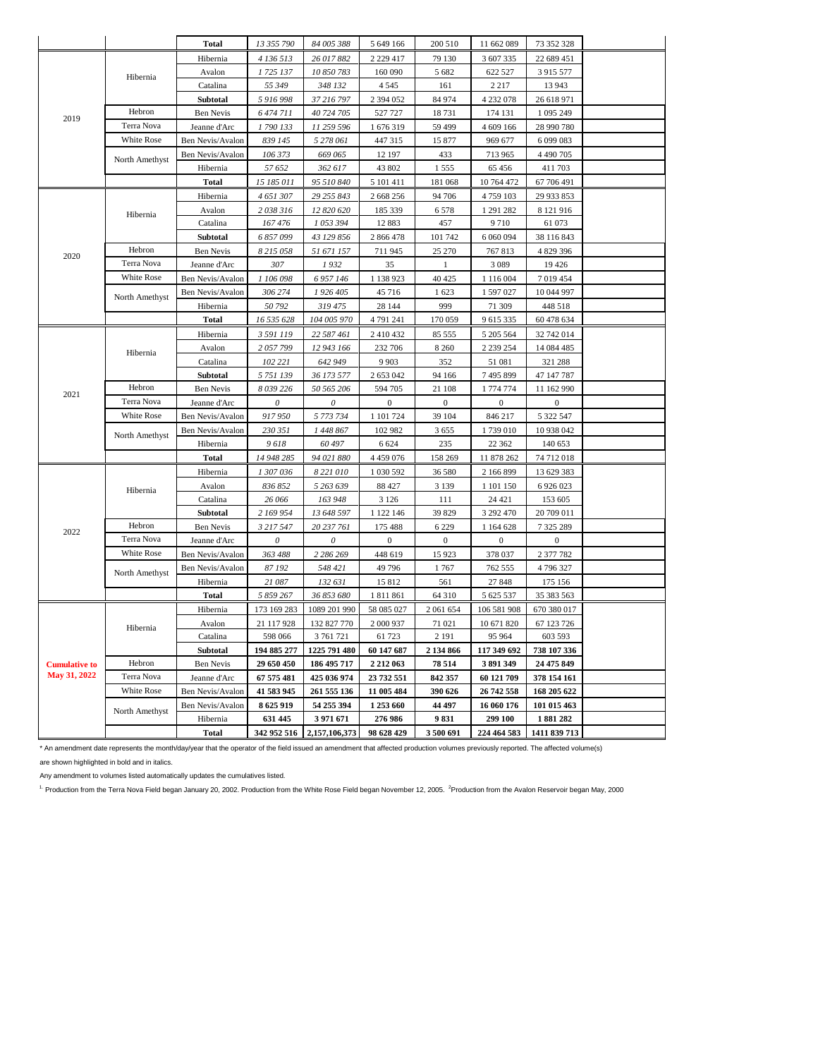| | | | | | | | | | |
|---|---|---|---|---|---|---|---|---|---|
| | | **Total** | *13 355 790* | *84 005 388* | 5 649 166 | 200 510 | 11 662 089 | 73 352 328 | |
| 2019 | Hibernia | Hibernia | *4 136 513* | *26 017 882* | 2 229 417 | 79 130 | 3 607 335 | 22 689 451 | |
| | | Avalon | *1 725 137* | *10 850 783* | 160 090 | 5 682 | 622 527 | 3 915 577 | |
| | | Catalina | *55 349* | *348 132* | 4 545 | 161 | 2 217 | 13 943 | |
| | | **Subtotal** | *5 916 998* | *37 216 797* | 2 394 052 | 84 974 | 4 232 078 | 26 618 971 | |
| | Hebron | Ben Nevis | *6 474 711* | *40 724 705* | 527 727 | 18 731 | 174 131 | 1 095 249 | |
| | Terra Nova | Jeanne d'Arc | *1 790 133* | *11 259 596* | 1 676 319 | 59 499 | 4 609 166 | 28 990 780 | |
| | White Rose | Ben Nevis/Avalon | *839 145* | *5 278 061* | 447 315 | 15 877 | 969 677 | 6 099 083 | |
| | North Amethyst | Ben Nevis/Avalon | *106 373* | *669 065* | 12 197 | 433 | 713 965 | 4 490 705 | |
| | | Hibernia | *57 652* | *362 617* | 43 802 | 1 555 | 65 456 | 411 703 | |
| | | **Total** | *15 185 011* | *95 510 840* | 5 101 411 | 181 068 | 10 764 472 | 67 706 491 | |
| 2020 | Hibernia | Hibernia | *4 651 307* | *29 255 843* | 2 668 256 | 94 706 | 4 759 103 | 29 933 853 | |
| | | Avalon | *2 038 316* | *12 820 620* | 185 339 | 6 578 | 1 291 282 | 8 121 916 | |
| | | Catalina | *167 476* | *1 053 394* | 12 883 | 457 | 9 710 | 61 073 | |
| | | **Subtotal** | *6 857 099* | *43 129 856* | 2 866 478 | 101 742 | 6 060 094 | 38 116 843 | |
| | Hebron | Ben Nevis | *8 215 058* | *51 671 157* | 711 945 | 25 270 | 767 813 | 4 829 396 | |
| | Terra Nova | Jeanne d'Arc | *307* | *1 932* | 35 | 1 | 3 089 | 19 426 | |
| | White Rose | Ben Nevis/Avalon | *1 106 098* | *6 957 146* | 1 138 923 | 40 425 | 1 116 004 | 7 019 454 | |
| | North Amethyst | Ben Nevis/Avalon | *306 274* | *1 926 405* | 45 716 | 1 623 | 1 597 027 | 10 044 997 | |
| | | Hibernia | *50 792* | *319 475* | 28 144 | 999 | 71 309 | 448 518 | |
| | | **Total** | *16 535 628* | *104 005 970* | 4 791 241 | 170 059 | 9 615 335 | 60 478 634 | |
| 2021 | Hibernia | Hibernia | *3 591 119* | *22 587 461* | 2 410 432 | 85 555 | 5 205 564 | 32 742 014 | |
| | | Avalon | *2 057 799* | *12 943 166* | 232 706 | 8 260 | 2 239 254 | 14 084 485 | |
| | | Catalina | *102 221* | *642 949* | 9 903 | 352 | 51 081 | 321 288 | |
| | | **Subtotal** | *5 751 139* | *36 173 577* | 2 653 042 | 94 166 | 7 495 899 | 47 147 787 | |
| | Hebron | Ben Nevis | *8 039 226* | *50 565 206* | 594 705 | 21 108 | 1 774 774 | 11 162 990 | |
| | Terra Nova | Jeanne d'Arc | *0* | *0* | 0 | 0 | 0 | 0 | |
| | White Rose | Ben Nevis/Avalon | *917 950* | *5 773 734* | 1 101 724 | 39 104 | 846 217 | 5 322 547 | |
| | North Amethyst | Ben Nevis/Avalon | *230 351* | *1 448 867* | 102 982 | 3 655 | 1 739 010 | 10 938 042 | |
| | | Hibernia | *9 618* | *60 497* | 6 624 | 235 | 22 362 | 140 653 | |
| | | **Total** | *14 948 285* | *94 021 880* | 4 459 076 | 158 269 | 11 878 262 | 74 712 018 | |
| 2022 | Hibernia | Hibernia | *1 307 036* | *8 221 010* | 1 030 592 | 36 580 | 2 166 899 | 13 629 383 | |
| | | Avalon | *836 852* | *5 263 639* | 88 427 | 3 139 | 1 101 150 | 6 926 023 | |
| | | Catalina | *26 066* | *163 948* | 3 126 | 111 | 24 421 | 153 605 | |
| | | **Subtotal** | *2 169 954* | *13 648 597* | 1 122 146 | 39 829 | 3 292 470 | 20 709 011 | |
| | Hebron | Ben Nevis | *3 217 547* | *20 237 761* | 175 488 | 6 229 | 1 164 628 | 7 325 289 | |
| | Terra Nova | Jeanne d'Arc | *0* | *0* | 0 | 0 | 0 | 0 | |
| | White Rose | Ben Nevis/Avalon | *363 488* | *2 286 269* | 448 619 | 15 923 | 378 037 | 2 377 782 | |
| | North Amethyst | Ben Nevis/Avalon | *87 192* | *548 421* | 49 796 | 1 767 | 762 555 | 4 796 327 | |
| | | Hibernia | *21 087* | *132 631* | 15 812 | 561 | 27 848 | 175 156 | |
| | | **Total** | *5 859 267* | *36 853 680* | 1 811 861 | 64 310 | 5 625 537 | 35 383 563 | |
| **Cumulative to May 31, 2022** | Hibernia | Hibernia | 173 169 283 | 1089 201 990 | 58 085 027 | 2 061 654 | 106 581 908 | 670 380 017 | |
| | | Avalon | 21 117 928 | 132 827 770 | 2 000 937 | 71 021 | 10 671 820 | 67 123 726 | |
| | | Catalina | 598 066 | 3 761 721 | 61 723 | 2 191 | 95 964 | 603 593 | |
| | | **Subtotal** | **194 885 277** | **1225 791 480** | **60 147 687** | **2 134 866** | **117 349 692** | **738 107 336** | |
| | Hebron | Ben Nevis | **29 650 450** | **186 495 717** | **2 212 063** | **78 514** | **3 891 349** | **24 475 849** | |
| | Terra Nova | Jeanne d'Arc | **67 575 481** | **425 036 974** | **23 732 551** | **842 357** | **60 121 709** | **378 154 161** | |
| | White Rose | Ben Nevis/Avalon | **41 583 945** | **261 555 136** | **11 005 484** | **390 626** | **26 742 558** | **168 205 622** | |
| | North Amethyst | Ben Nevis/Avalon | **8 625 919** | **54 255 394** | **1 253 660** | **44 497** | **16 060 176** | **101 015 463** | |
| | | Hibernia | **631 445** | **3 971 671** | **276 986** | **9 831** | **299 100** | **1 881 282** | |
| | | **Total** | **342 952 516** | **2,157,106,373** | **98 628 429** | **3 500 691** | **224 464 583** | **1411 839 713** | |

* An amendment date represents the month/day/year that the operator of the field issued an amendment that affected production volumes previously reported. The affected volume(s) are shown highlighted in bold and in italics.

Any amendment to volumes listed automatically updates the cumulatives listed.

[1.] Production from the Terra Nova Field began January 20, 2002. Production from the White Rose Field began November 12, 2005. [2]Production from the Avalon Reservoir began May, 2000